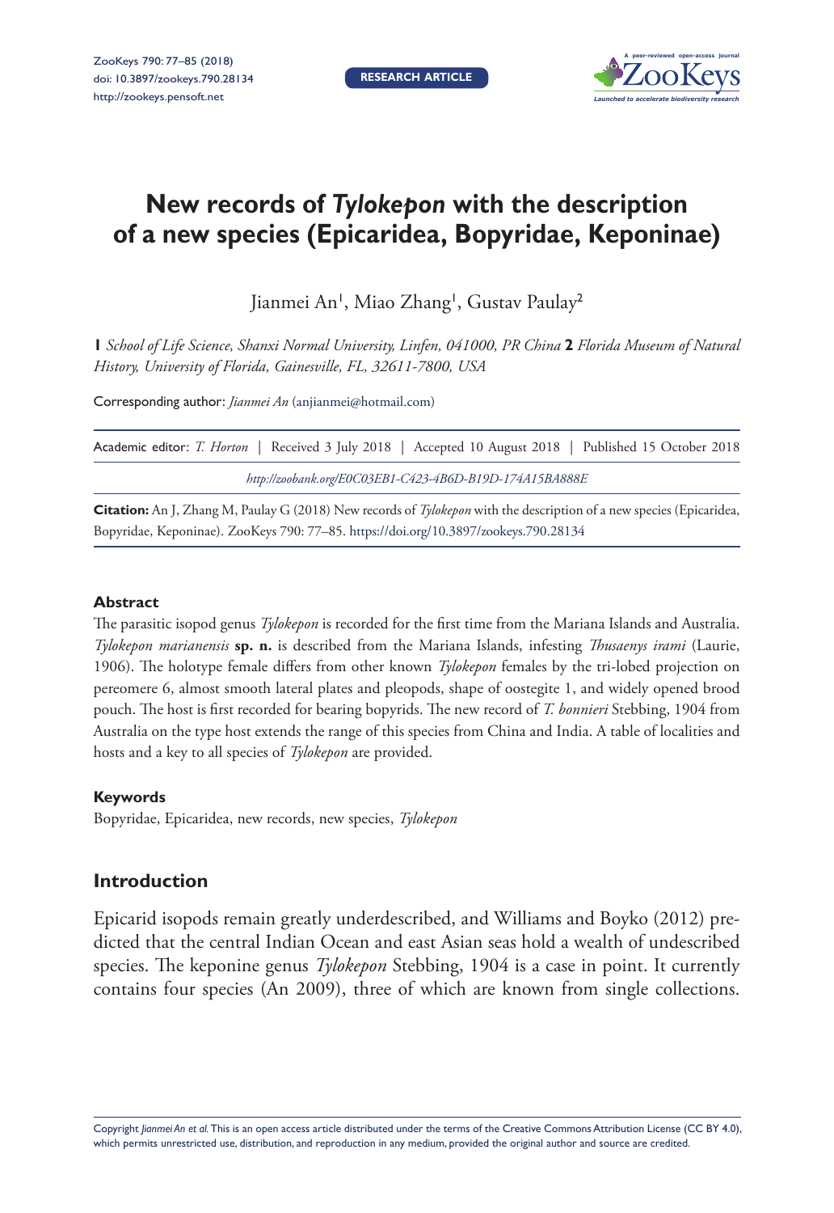# New records of *Tylokepon* with the description of a new species (Epicaridea, Bopyridae, Keponinae)

Jianmei An[1], Miao Zhang[1], Gustav Paulay[2]

**1** *School of Life Science, Shanxi Normal University, Linfen, 041000, PR China* **2** *Florida Museum of Natural History, University of Florida, Gainesville, FL, 32611-7800, USA*

Corresponding author: *Jianmei An* (anjianmei@hotmail.com)

Academic editor: *T. Horton* | Received 3 July 2018 | Accepted 10 August 2018 | Published 15 October 2018

*http://zoobank.org/E0C03EB1-C423-4B6D-B19D-174A15BA888E*

**Citation:** An J, Zhang M, Paulay G (2018) New records of *Tylokepon* with the description of a new species (Epicaridea, Bopyridae, Keponinae). ZooKeys 790: 77–85. https://doi.org/10.3897/zookeys.790.28134

## Abstract

The parasitic isopod genus *Tylokepon* is recorded for the first time from the Mariana Islands and Australia. *Tylokepon marianensis* **sp. n.** is described from the Mariana Islands, infesting *Thusaenys irami* (Laurie, 1906). The holotype female differs from other known *Tylokepon* females by the tri-lobed projection on pereomere 6, almost smooth lateral plates and pleopods, shape of oostegite 1, and widely opened brood pouch. The host is first recorded for bearing bopyrids. The new record of *T. bonnieri* Stebbing, 1904 from Australia on the type host extends the range of this species from China and India. A table of localities and hosts and a key to all species of *Tylokepon* are provided.

## Keywords

Bopyridae, Epicaridea, new records, new species, *Tylokepon*

## Introduction

Epicarid isopods remain greatly underdescribed, and Williams and Boyko (2012) predicted that the central Indian Ocean and east Asian seas hold a wealth of undescribed species. The keponine genus *Tylokepon* Stebbing, 1904 is a case in point. It currently contains four species (An 2009), three of which are known from single collections.

Copyright *Jianmei An et al.* This is an open access article distributed under the terms of the Creative Commons Attribution License (CC BY 4.0), which permits unrestricted use, distribution, and reproduction in any medium, provided the original author and source are credited.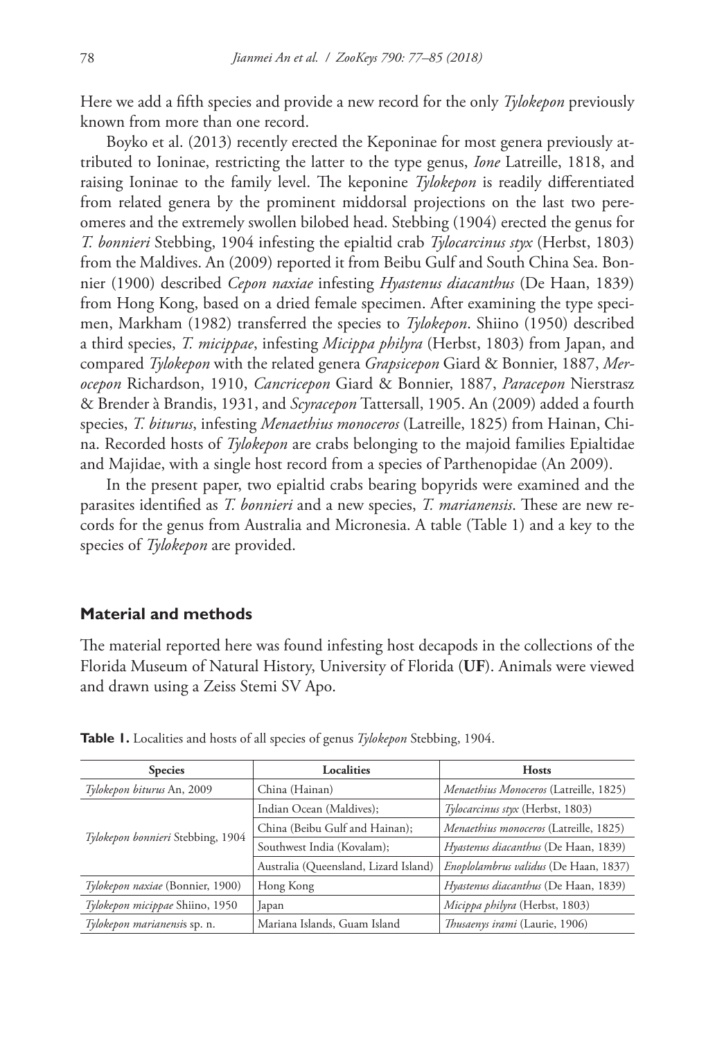Here we add a fifth species and provide a new record for the only *Tylokepon* previously known from more than one record.

Boyko et al. (2013) recently erected the Keponinae for most genera previously attributed to Ioninae, restricting the latter to the type genus, *Ione* Latreille, 1818, and raising Ioninae to the family level. The keponine *Tylokepon* is readily differentiated from related genera by the prominent middorsal projections on the last two pereomeres and the extremely swollen bilobed head. Stebbing (1904) erected the genus for *T. bonnieri* Stebbing, 1904 infesting the epialtid crab *Tylocarcinus styx* (Herbst, 1803) from the Maldives. An (2009) reported it from Beibu Gulf and South China Sea. Bonnier (1900) described *Cepon naxiae* infesting *Hyastenus diacanthus* (De Haan, 1839) from Hong Kong, based on a dried female specimen. After examining the type specimen, Markham (1982) transferred the species to *Tylokepon*. Shiino (1950) described a third species, *T. micippae*, infesting *Micippa philyra* (Herbst, 1803) from Japan, and compared *Tylokepon* with the related genera *Grapsicepon* Giard & Bonnier, 1887, *Merocepon* Richardson, 1910, *Cancricepon* Giard & Bonnier, 1887, *Paracepon* Nierstrasz & Brender à Brandis, 1931, and *Scyracepon* Tattersall, 1905. An (2009) added a fourth species, *T. biturus*, infesting *Menaethius monoceros* (Latreille, 1825) from Hainan, China. Recorded hosts of *Tylokepon* are crabs belonging to the majoid families Epialtidae and Majidae, with a single host record from a species of Parthenopidae (An 2009).

In the present paper, two epialtid crabs bearing bopyrids were examined and the parasites identified as *T. bonnieri* and a new species, *T. marianensis*. These are new records for the genus from Australia and Micronesia. A table (Table 1) and a key to the species of *Tylokepon* are provided.

## Material and methods

The material reported here was found infesting host decapods in the collections of the Florida Museum of Natural History, University of Florida (**UF**). Animals were viewed and drawn using a Zeiss Stemi SV Apo.

**Table 1.** Localities and hosts of all species of genus *Tylokepon* Stebbing, 1904.

| Species | Localities | Hosts |
|---|---|---|
| *Tylokepon biturus* An, 2009 | China (Hainan) | *Menaethius Monoceros* (Latreille, 1825) |
| *Tylokepon bonnieri* Stebbing, 1904 | Indian Ocean (Maldives); | *Tylocarcinus styx* (Herbst, 1803) |
| | China (Beibu Gulf and Hainan); | *Menaethius monoceros* (Latreille, 1825) |
| | Southwest India (Kovalam); | *Hyastenus diacanthus* (De Haan, 1839) |
| | Australia (Queensland, Lizard Island) | *Enoplolambrus validus* (De Haan, 1837) |
| *Tylokepon naxiae* (Bonnier, 1900) | Hong Kong | *Hyastenus diacanthus* (De Haan, 1839) |
| *Tylokepon micippae* Shiino, 1950 | Japan | *Micippa philyra* (Herbst, 1803) |
| *Tylokepon marianensis* sp. n. | Mariana Islands, Guam Island | *Thusaenys irami* (Laurie, 1906) |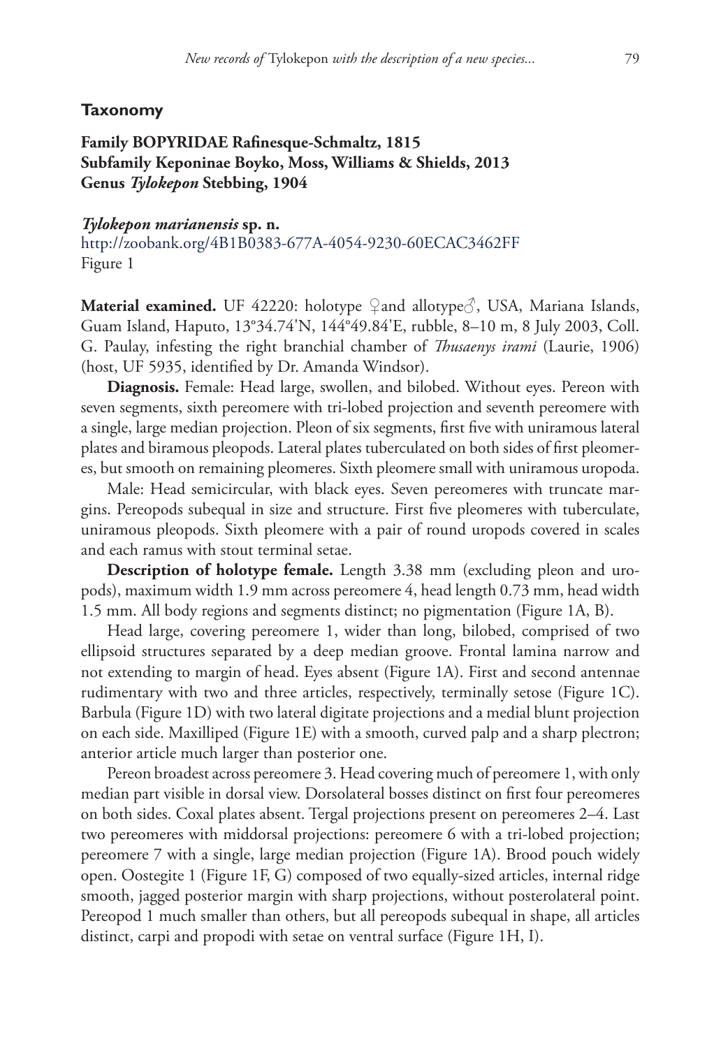## Taxonomy

**Family BOPYRIDAE Rafinesque-Schmaltz, 1815**
**Subfamily Keponinae Boyko, Moss, Williams & Shields, 2013**
**Genus *Tylokepon* Stebbing, 1904**

***Tylokepon marianensis* sp. n.**
http://zoobank.org/4B1B0383-677A-4054-9230-60ECAC3462FF
Figure 1

**Material examined.** UF 42220: holotype ♀and allotype♂, USA, Mariana Islands, Guam Island, Haputo, 13°34.74'N, 144°49.84'E, rubble, 8–10 m, 8 July 2003, Coll. G. Paulay, infesting the right branchial chamber of *Thusaenys irami* (Laurie, 1906) (host, UF 5935, identified by Dr. Amanda Windsor).

**Diagnosis.** Female: Head large, swollen, and bilobed. Without eyes. Pereon with seven segments, sixth pereomere with tri-lobed projection and seventh pereomere with a single, large median projection. Pleon of six segments, first five with uniramous lateral plates and biramous pleopods. Lateral plates tuberculated on both sides of first pleomeres, but smooth on remaining pleomeres. Sixth pleomere small with uniramous uropoda.

Male: Head semicircular, with black eyes. Seven pereomeres with truncate margins. Pereopods subequal in size and structure. First five pleomeres with tuberculate, uniramous pleopods. Sixth pleomere with a pair of round uropods covered in scales and each ramus with stout terminal setae.

**Description of holotype female.** Length 3.38 mm (excluding pleon and uropods), maximum width 1.9 mm across pereomere 4, head length 0.73 mm, head width 1.5 mm. All body regions and segments distinct; no pigmentation (Figure 1A, B).

Head large, covering pereomere 1, wider than long, bilobed, comprised of two ellipsoid structures separated by a deep median groove. Frontal lamina narrow and not extending to margin of head. Eyes absent (Figure 1A). First and second antennae rudimentary with two and three articles, respectively, terminally setose (Figure 1C). Barbula (Figure 1D) with two lateral digitate projections and a medial blunt projection on each side. Maxilliped (Figure 1E) with a smooth, curved palp and a sharp plectron; anterior article much larger than posterior one.

Pereon broadest across pereomere 3. Head covering much of pereomere 1, with only median part visible in dorsal view. Dorsolateral bosses distinct on first four pereomeres on both sides. Coxal plates absent. Tergal projections present on pereomeres 2–4. Last two pereomeres with middorsal projections: pereomere 6 with a tri-lobed projection; pereomere 7 with a single, large median projection (Figure 1A). Brood pouch widely open. Oostegite 1 (Figure 1F, G) composed of two equally-sized articles, internal ridge smooth, jagged posterior margin with sharp projections, without posterolateral point. Pereopod 1 much smaller than others, but all pereopods subequal in shape, all articles distinct, carpi and propodi with setae on ventral surface (Figure 1H, I).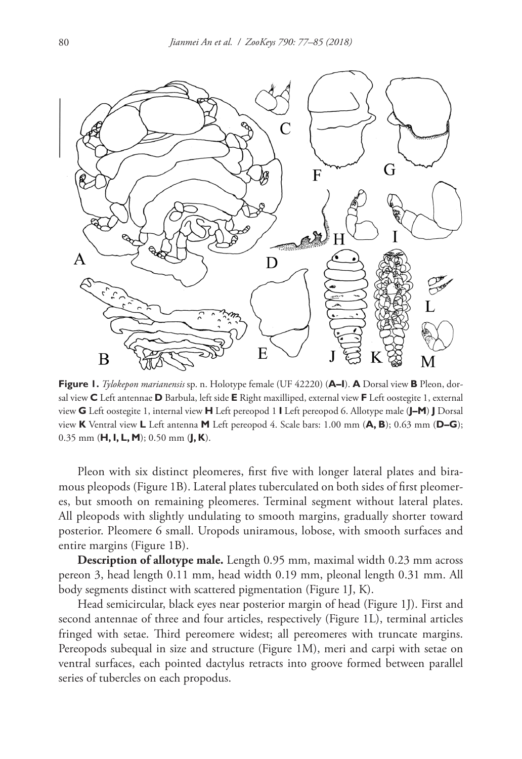**Figure 1.** *Tylokepon marianensis* sp. n. Holotype female (UF 42220) (**A–I**). **A** Dorsal view **B** Pleon, dorsal view **C** Left antennae **D** Barbula, left side **E** Right maxilliped, external view **F** Left oostegite 1, external view **G** Left oostegite 1, internal view **H** Left pereopod 1 **I** Left pereopod 6. Allotype male (**J–M**) **J** Dorsal view **K** Ventral view **L** Left antenna **M** Left pereopod 4. Scale bars: 1.00 mm (**A, B**); 0.63 mm (**D–G**); 0.35 mm (**H, I, L, M**); 0.50 mm (**J, K**).

Pleon with six distinct pleomeres, first five with longer lateral plates and biramous pleopods (Figure 1B). Lateral plates tuberculated on both sides of first pleomeres, but smooth on remaining pleomeres. Terminal segment without lateral plates. All pleopods with slightly undulating to smooth margins, gradually shorter toward posterior. Pleomere 6 small. Uropods uniramous, lobose, with smooth surfaces and entire margins (Figure 1B).

**Description of allotype male.** Length 0.95 mm, maximal width 0.23 mm across pereon 3, head length 0.11 mm, head width 0.19 mm, pleonal length 0.31 mm. All body segments distinct with scattered pigmentation (Figure 1J, K).

Head semicircular, black eyes near posterior margin of head (Figure 1J). First and second antennae of three and four articles, respectively (Figure 1L), terminal articles fringed with setae. Third pereomere widest; all pereomeres with truncate margins. Pereopods subequal in size and structure (Figure 1M), meri and carpi with setae on ventral surfaces, each pointed dactylus retracts into groove formed between parallel series of tubercles on each propodus.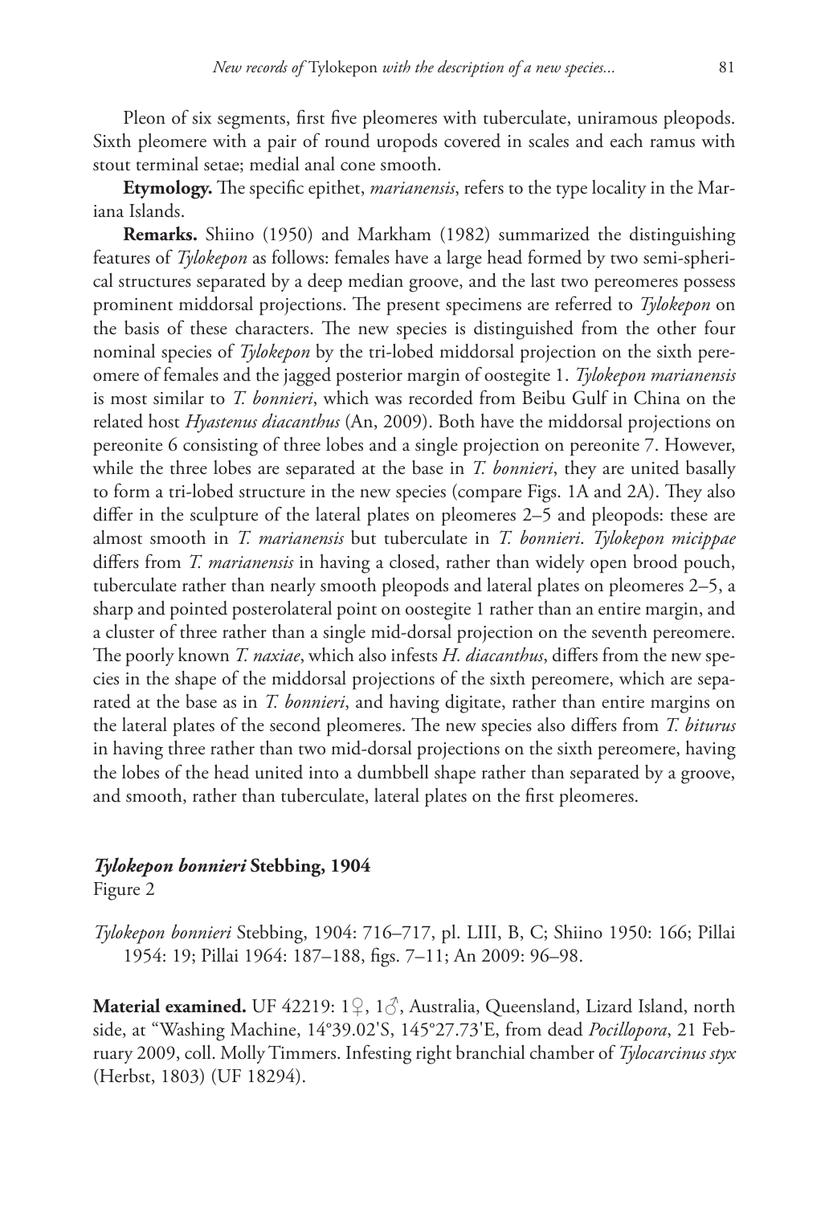Pleon of six segments, first five pleomeres with tuberculate, uniramous pleopods. Sixth pleomere with a pair of round uropods covered in scales and each ramus with stout terminal setae; medial anal cone smooth.

**Etymology.** The specific epithet, *marianensis*, refers to the type locality in the Mariana Islands.

**Remarks.** Shiino (1950) and Markham (1982) summarized the distinguishing features of *Tylokepon* as follows: females have a large head formed by two semi-spherical structures separated by a deep median groove, and the last two pereomeres possess prominent middorsal projections. The present specimens are referred to *Tylokepon* on the basis of these characters. The new species is distinguished from the other four nominal species of *Tylokepon* by the tri-lobed middorsal projection on the sixth pereomere of females and the jagged posterior margin of oostegite 1. *Tylokepon marianensis* is most similar to *T. bonnieri*, which was recorded from Beibu Gulf in China on the related host *Hyastenus diacanthus* (An, 2009). Both have the middorsal projections on pereonite 6 consisting of three lobes and a single projection on pereonite 7. However, while the three lobes are separated at the base in *T. bonnieri*, they are united basally to form a tri-lobed structure in the new species (compare Figs. 1A and 2A). They also differ in the sculpture of the lateral plates on pleomeres 2–5 and pleopods: these are almost smooth in *T. marianensis* but tuberculate in *T. bonnieri*. *Tylokepon micippae* differs from *T. marianensis* in having a closed, rather than widely open brood pouch, tuberculate rather than nearly smooth pleopods and lateral plates on pleomeres 2–5, a sharp and pointed posterolateral point on oostegite 1 rather than an entire margin, and a cluster of three rather than a single mid-dorsal projection on the seventh pereomere. The poorly known *T. naxiae*, which also infests *H. diacanthus*, differs from the new species in the shape of the middorsal projections of the sixth pereomere, which are separated at the base as in *T. bonnieri*, and having digitate, rather than entire margins on the lateral plates of the second pleomeres. The new species also differs from *T. biturus* in having three rather than two mid-dorsal projections on the sixth pereomere, having the lobes of the head united into a dumbbell shape rather than separated by a groove, and smooth, rather than tuberculate, lateral plates on the first pleomeres.

### *Tylokepon bonnieri* Stebbing, 1904

Figure 2

*Tylokepon bonnieri* Stebbing, 1904: 716–717, pl. LIII, B, C; Shiino 1950: 166; Pillai 1954: 19; Pillai 1964: 187–188, figs. 7–11; An 2009: 96–98.

**Material examined.** UF 42219: 1♀, 1♂, Australia, Queensland, Lizard Island, north side, at "Washing Machine, 14°39.02'S, 145°27.73'E, from dead *Pocillopora*, 21 February 2009, coll. Molly Timmers. Infesting right branchial chamber of *Tylocarcinus styx* (Herbst, 1803) (UF 18294).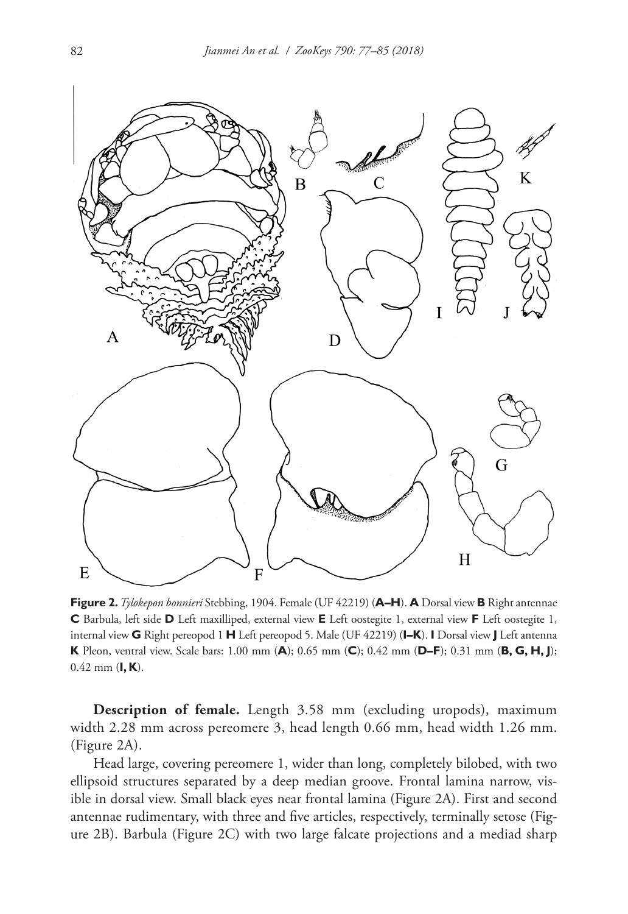**Figure 2.** *Tylokepon bonnieri* Stebbing, 1904. Female (UF 42219) (**A–H**). **A** Dorsal view **B** Right antennae **C** Barbula, left side **D** Left maxilliped, external view **E** Left oostegite 1, external view **F** Left oostegite 1, internal view **G** Right pereopod 1 **H** Left pereopod 5. Male (UF 42219) (**I–K**). **I** Dorsal view **J** Left antenna **K** Pleon, ventral view. Scale bars: 1.00 mm (**A**); 0.65 mm (**C**); 0.42 mm (**D–F**); 0.31 mm (**B, G, H, J**); 0.42 mm (**I, K**).

**Description of female.** Length 3.58 mm (excluding uropods), maximum width 2.28 mm across pereomere 3, head length 0.66 mm, head width 1.26 mm. (Figure 2A).

Head large, covering pereomere 1, wider than long, completely bilobed, with two ellipsoid structures separated by a deep median groove. Frontal lamina narrow, visible in dorsal view. Small black eyes near frontal lamina (Figure 2A). First and second antennae rudimentary, with three and five articles, respectively, terminally setose (Figure 2B). Barbula (Figure 2C) with two large falcate projections and a mediad sharp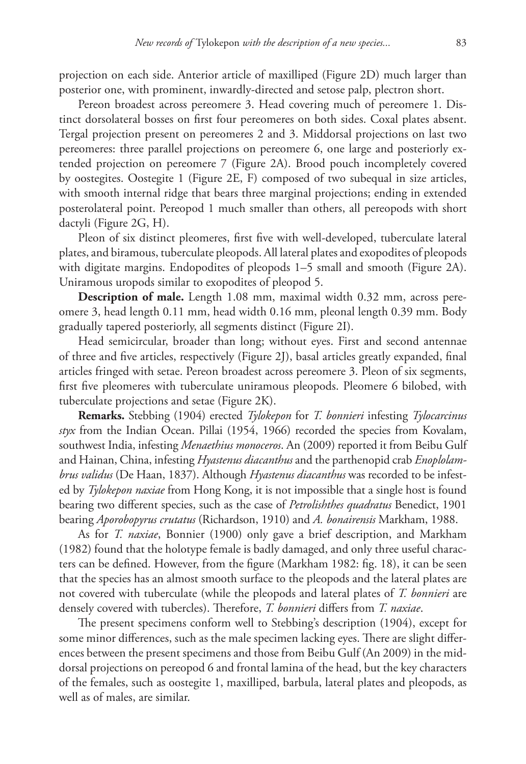projection on each side. Anterior article of maxilliped (Figure 2D) much larger than posterior one, with prominent, inwardly-directed and setose palp, plectron short.

Pereon broadest across pereomere 3. Head covering much of pereomere 1. Distinct dorsolateral bosses on first four pereomeres on both sides. Coxal plates absent. Tergal projection present on pereomeres 2 and 3. Middorsal projections on last two pereomeres: three parallel projections on pereomere 6, one large and posteriorly extended projection on pereomere 7 (Figure 2A). Brood pouch incompletely covered by oostegites. Oostegite 1 (Figure 2E, F) composed of two subequal in size articles, with smooth internal ridge that bears three marginal projections; ending in extended posterolateral point. Pereopod 1 much smaller than others, all pereopods with short dactyli (Figure 2G, H).

Pleon of six distinct pleomeres, first five with well-developed, tuberculate lateral plates, and biramous, tuberculate pleopods. All lateral plates and exopodites of pleopods with digitate margins. Endopodites of pleopods 1–5 small and smooth (Figure 2A). Uniramous uropods similar to exopodites of pleopod 5.

**Description of male.** Length 1.08 mm, maximal width 0.32 mm, across pereomere 3, head length 0.11 mm, head width 0.16 mm, pleonal length 0.39 mm. Body gradually tapered posteriorly, all segments distinct (Figure 2I).

Head semicircular, broader than long; without eyes. First and second antennae of three and five articles, respectively (Figure 2J), basal articles greatly expanded, final articles fringed with setae. Pereon broadest across pereomere 3. Pleon of six segments, first five pleomeres with tuberculate uniramous pleopods. Pleomere 6 bilobed, with tuberculate projections and setae (Figure 2K).

**Remarks.** Stebbing (1904) erected *Tylokepon* for *T. bonnieri* infesting *Tylocarcinus styx* from the Indian Ocean. Pillai (1954, 1966) recorded the species from Kovalam, southwest India, infesting *Menaethius monoceros*. An (2009) reported it from Beibu Gulf and Hainan, China, infesting *Hyastenus diacanthus* and the parthenopid crab *Enoplolambrus validus* (De Haan, 1837). Although *Hyastenus diacanthus* was recorded to be infested by *Tylokepon naxiae* from Hong Kong, it is not impossible that a single host is found bearing two different species, such as the case of *Petrolishthes quadratus* Benedict, 1901 bearing *Aporobopyrus crutatus* (Richardson, 1910) and *A. bonairensis* Markham, 1988.

As for *T. naxiae*, Bonnier (1900) only gave a brief description, and Markham (1982) found that the holotype female is badly damaged, and only three useful characters can be defined. However, from the figure (Markham 1982: fig. 18), it can be seen that the species has an almost smooth surface to the pleopods and the lateral plates are not covered with tuberculate (while the pleopods and lateral plates of *T. bonnieri* are densely covered with tubercles). Therefore, *T. bonnieri* differs from *T. naxiae*.

The present specimens conform well to Stebbing's description (1904), except for some minor differences, such as the male specimen lacking eyes. There are slight differences between the present specimens and those from Beibu Gulf (An 2009) in the middorsal projections on pereopod 6 and frontal lamina of the head, but the key characters of the females, such as oostegite 1, maxilliped, barbula, lateral plates and pleopods, as well as of males, are similar.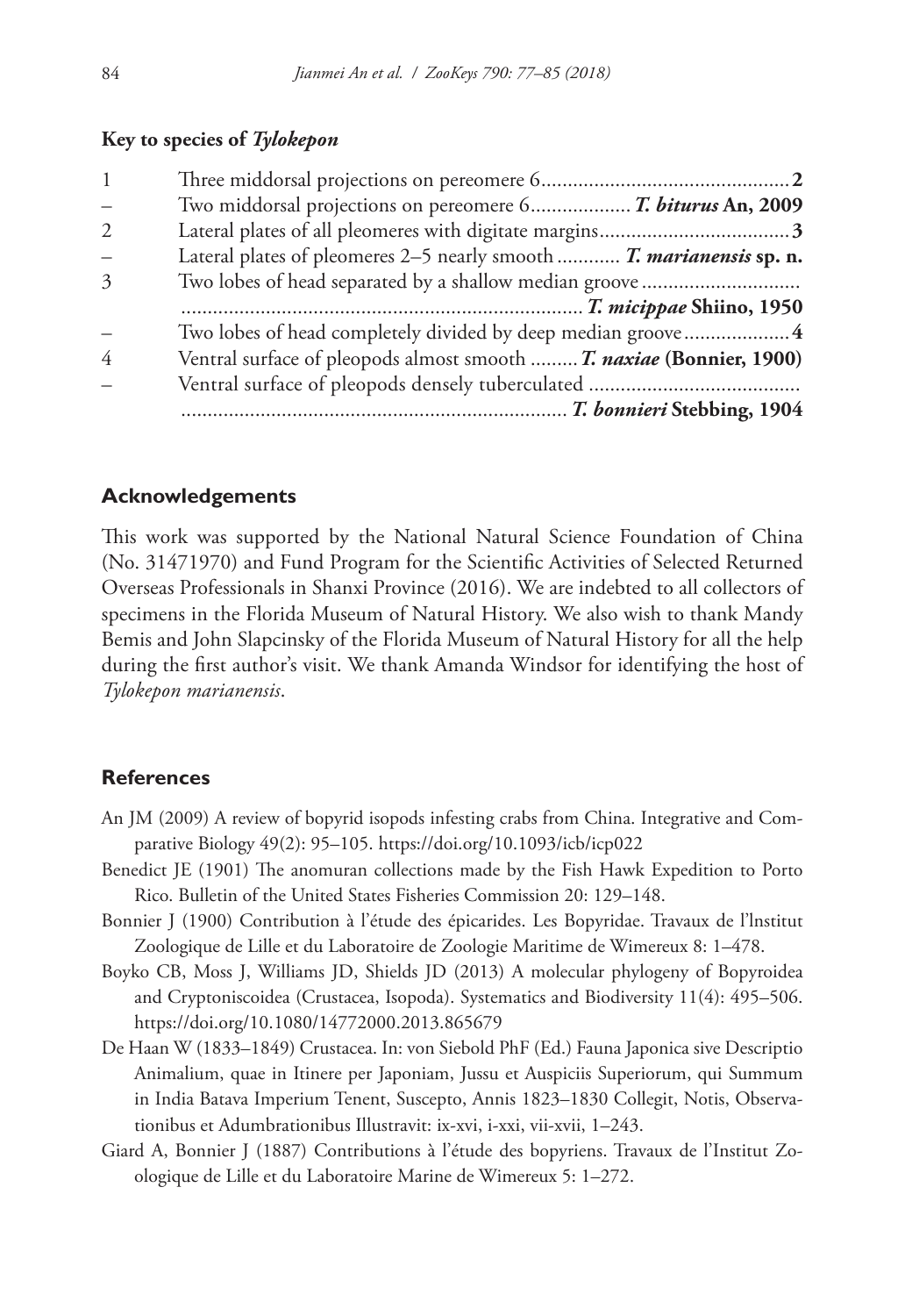### Key to species of *Tylokepon*

| | | |
|---|---|---|
| 1 | Three middorsal projections on pereomere 6 | **2** |
| – | Two middorsal projections on pereomere 6 | ***T. biturus*** **An, 2009** |
| 2 | Lateral plates of all pleomeres with digitate margins | **3** |
| – | Lateral plates of pleomeres 2–5 nearly smooth | ***T. marianensis*** **sp. n.** |
| 3 | Two lobes of head separated by a shallow median groove | ***T. micippae*** **Shiino, 1950** |
| – | Two lobes of head completely divided by deep median groove | **4** |
| 4 | Ventral surface of pleopods almost smooth | ***T. naxiae*** **(Bonnier, 1900)** |
| – | Ventral surface of pleopods densely tuberculated | ***T. bonnieri*** **Stebbing, 1904** |

## Acknowledgements

This work was supported by the National Natural Science Foundation of China (No. 31471970) and Fund Program for the Scientific Activities of Selected Returned Overseas Professionals in Shanxi Province (2016). We are indebted to all collectors of specimens in the Florida Museum of Natural History. We also wish to thank Mandy Bemis and John Slapcinsky of the Florida Museum of Natural History for all the help during the first author's visit. We thank Amanda Windsor for identifying the host of *Tylokepon marianensis*.

## References

An JM (2009) A review of bopyrid isopods infesting crabs from China. Integrative and Comparative Biology 49(2): 95–105. https://doi.org/10.1093/icb/icp022

Benedict JE (1901) The anomuran collections made by the Fish Hawk Expedition to Porto Rico. Bulletin of the United States Fisheries Commission 20: 129–148.

Bonnier J (1900) Contribution à l'étude des épicarides. Les Bopyridae. Travaux de l'lnstitut Zoologique de Lille et du Laboratoire de Zoologie Maritime de Wimereux 8: 1–478.

Boyko CB, Moss J, Williams JD, Shields JD (2013) A molecular phylogeny of Bopyroidea and Cryptoniscoidea (Crustacea, Isopoda). Systematics and Biodiversity 11(4): 495–506. https://doi.org/10.1080/14772000.2013.865679

De Haan W (1833–1849) Crustacea. In: von Siebold PhF (Ed.) Fauna Japonica sive Descriptio Animalium, quae in Itinere per Japoniam, Jussu et Auspiciis Superiorum, qui Summum in India Batava Imperium Tenent, Suscepto, Annis 1823–1830 Collegit, Notis, Observationibus et Adumbrationibus Illustravit: ix-xvi, i-xxi, vii-xvii, 1–243.

Giard A, Bonnier J (1887) Contributions à l'étude des bopyriens. Travaux de l'Institut Zoologique de Lille et du Laboratoire Marine de Wimereux 5: 1–272.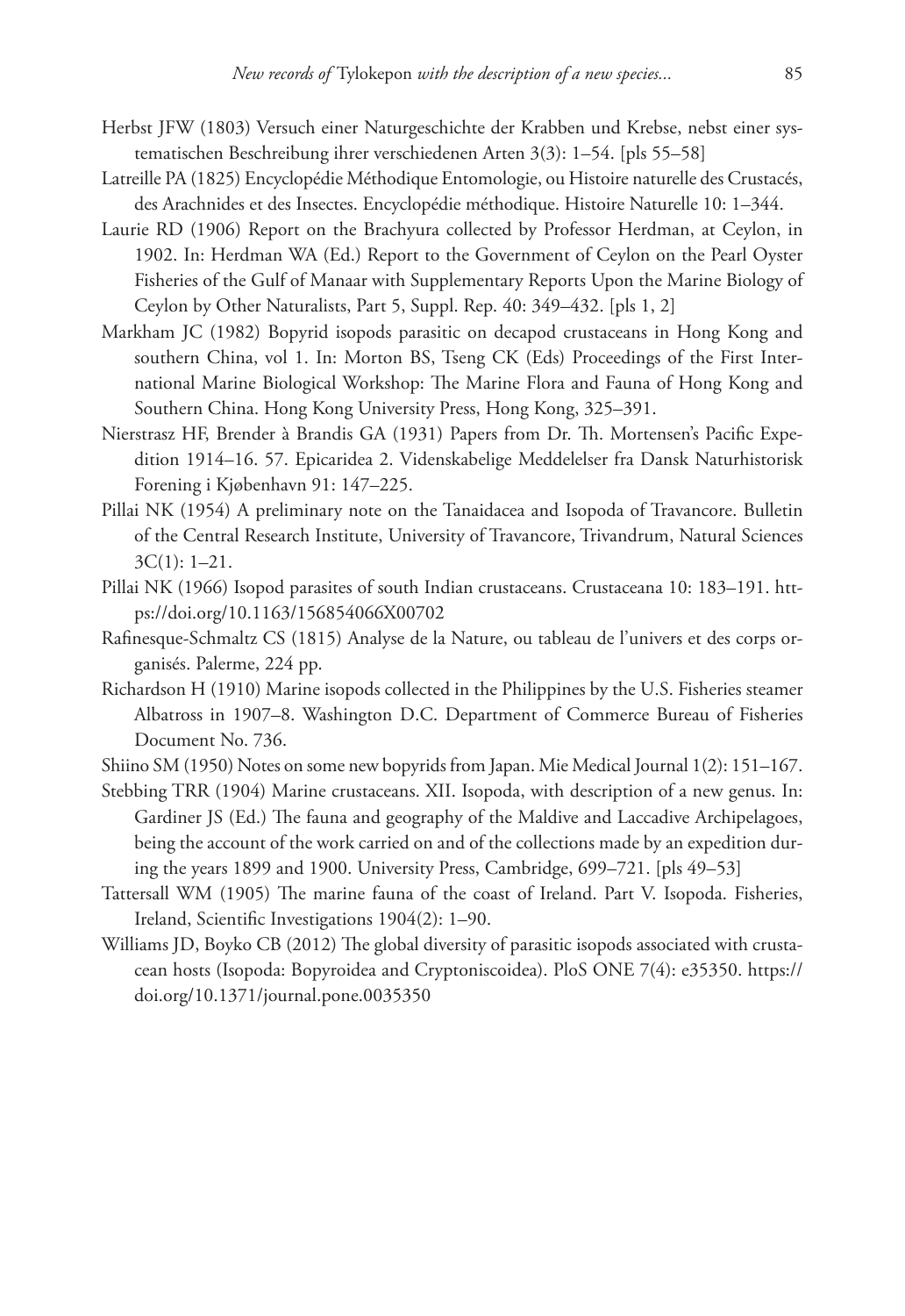Herbst JFW (1803) Versuch einer Naturgeschichte der Krabben und Krebse, nebst einer systematischen Beschreibung ihrer verschiedenen Arten 3(3): 1–54. [pls 55–58]

Latreille PA (1825) Encyclopédie Méthodique Entomologie, ou Histoire naturelle des Crustacés, des Arachnides et des Insectes. Encyclopédie méthodique. Histoire Naturelle 10: 1–344.

Laurie RD (1906) Report on the Brachyura collected by Professor Herdman, at Ceylon, in 1902. In: Herdman WA (Ed.) Report to the Government of Ceylon on the Pearl Oyster Fisheries of the Gulf of Manaar with Supplementary Reports Upon the Marine Biology of Ceylon by Other Naturalists, Part 5, Suppl. Rep. 40: 349–432. [pls 1, 2]

Markham JC (1982) Bopyrid isopods parasitic on decapod crustaceans in Hong Kong and southern China, vol 1. In: Morton BS, Tseng CK (Eds) Proceedings of the First International Marine Biological Workshop: The Marine Flora and Fauna of Hong Kong and Southern China. Hong Kong University Press, Hong Kong, 325–391.

Nierstrasz HF, Brender à Brandis GA (1931) Papers from Dr. Th. Mortensen's Pacific Expedition 1914–16. 57. Epicaridea 2. Videnskabelige Meddelelser fra Dansk Naturhistorisk Forening i Kjøbenhavn 91: 147–225.

Pillai NK (1954) A preliminary note on the Tanaidacea and Isopoda of Travancore. Bulletin of the Central Research Institute, University of Travancore, Trivandrum, Natural Sciences 3C(1): 1–21.

Pillai NK (1966) Isopod parasites of south Indian crustaceans. Crustaceana 10: 183–191. https://doi.org/10.1163/156854066X00702

Rafinesque-Schmaltz CS (1815) Analyse de la Nature, ou tableau de l'univers et des corps organisés. Palerme, 224 pp.

Richardson H (1910) Marine isopods collected in the Philippines by the U.S. Fisheries steamer Albatross in 1907–8. Washington D.C. Department of Commerce Bureau of Fisheries Document No. 736.

Shiino SM (1950) Notes on some new bopyrids from Japan. Mie Medical Journal 1(2): 151–167.

Stebbing TRR (1904) Marine crustaceans. XII. Isopoda, with description of a new genus. In: Gardiner JS (Ed.) The fauna and geography of the Maldive and Laccadive Archipelagoes, being the account of the work carried on and of the collections made by an expedition during the years 1899 and 1900. University Press, Cambridge, 699–721. [pls 49–53]

Tattersall WM (1905) The marine fauna of the coast of Ireland. Part V. Isopoda. Fisheries, Ireland, Scientific Investigations 1904(2): 1–90.

Williams JD, Boyko CB (2012) The global diversity of parasitic isopods associated with crustacean hosts (Isopoda: Bopyroidea and Cryptoniscoidea). PloS ONE 7(4): e35350. https://doi.org/10.1371/journal.pone.0035350